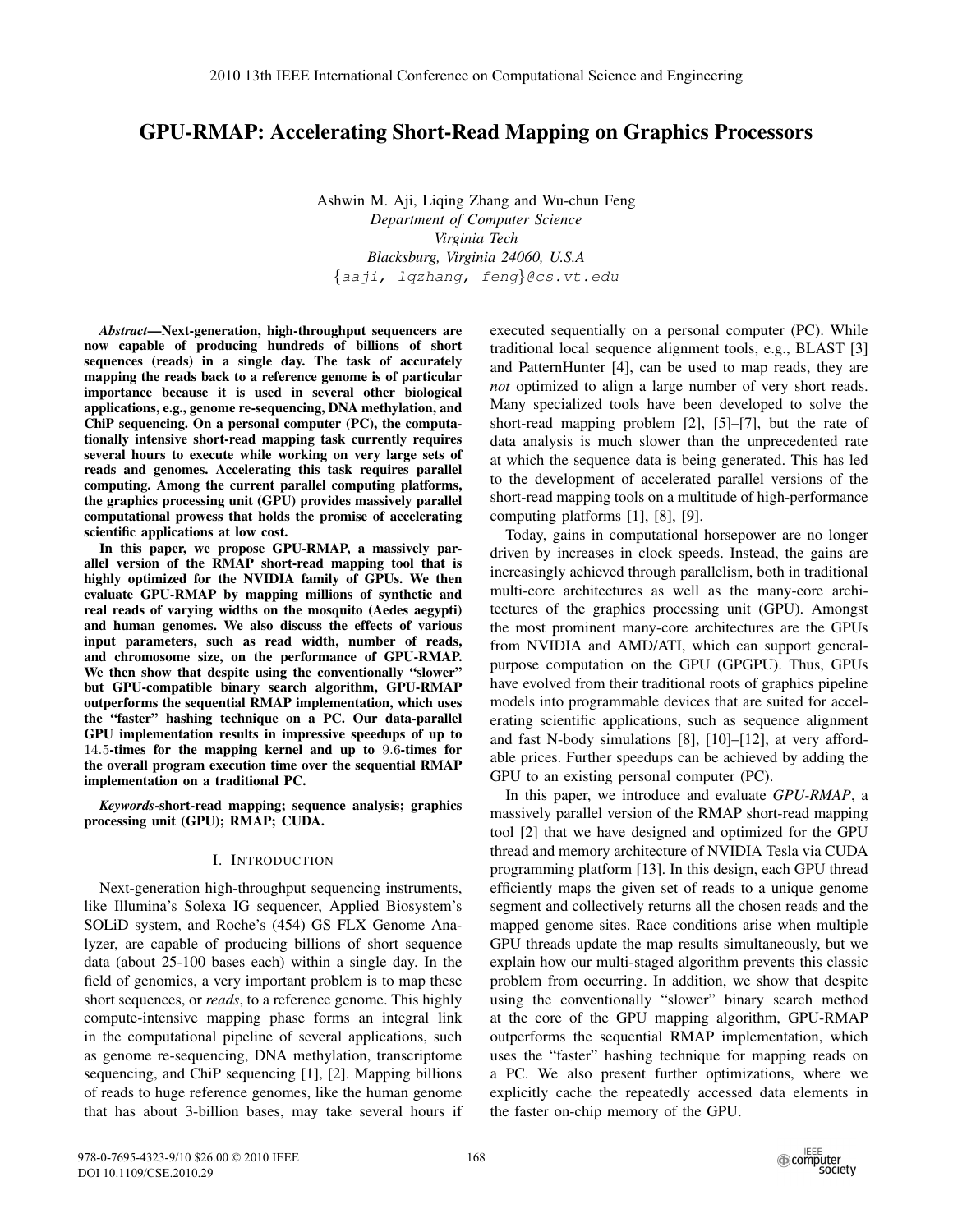# GPU-RMAP: Accelerating Short-Read Mapping on Graphics Processors

Ashwin M. Aji, Liqing Zhang and Wu-chun Feng
*Department of Computer Science*
*Virginia Tech*
*Blacksburg, Virginia 24060, U.S.A*
{aaji, lqzhang, feng}@cs.vt.edu

***Abstract*—Next-generation, high-throughput sequencers are now capable of producing hundreds of billions of short sequences (reads) in a single day. The task of accurately mapping the reads back to a reference genome is of particular importance because it is used in several other biological applications, e.g., genome re-sequencing, DNA methylation, and ChiP sequencing. On a personal computer (PC), the computationally intensive short-read mapping task currently requires several hours to execute while working on very large sets of reads and genomes. Accelerating this task requires parallel computing. Among the current parallel computing platforms, the graphics processing unit (GPU) provides massively parallel computational prowess that holds the promise of accelerating scientific applications at low cost.**

**In this paper, we propose GPU-RMAP, a massively parallel version of the RMAP short-read mapping tool that is highly optimized for the NVIDIA family of GPUs. We then evaluate GPU-RMAP by mapping millions of synthetic and real reads of varying widths on the mosquito (Aedes aegypti) and human genomes. We also discuss the effects of various input parameters, such as read width, number of reads, and chromosome size, on the performance of GPU-RMAP. We then show that despite using the conventionally "slower" but GPU-compatible binary search algorithm, GPU-RMAP outperforms the sequential RMAP implementation, which uses the "faster" hashing technique on a PC. Our data-parallel GPU implementation results in impressive speedups of up to 14.5-times for the mapping kernel and up to 9.6-times for the overall program execution time over the sequential RMAP implementation on a traditional PC.**

***Keywords*-short-read mapping; sequence analysis; graphics processing unit (GPU); RMAP; CUDA.**

## I. Introduction

Next-generation high-throughput sequencing instruments, like Illumina's Solexa IG sequencer, Applied Biosystem's SOLiD system, and Roche's (454) GS FLX Genome Analyzer, are capable of producing billions of short sequence data (about 25-100 bases each) within a single day. In the field of genomics, a very important problem is to map these short sequences, or *reads*, to a reference genome. This highly compute-intensive mapping phase forms an integral link in the computational pipeline of several applications, such as genome re-sequencing, DNA methylation, transcriptome sequencing, and ChiP sequencing [1], [2]. Mapping billions of reads to huge reference genomes, like the human genome that has about 3-billion bases, may take several hours if executed sequentially on a personal computer (PC). While traditional local sequence alignment tools, e.g., BLAST [3] and PatternHunter [4], can be used to map reads, they are *not* optimized to align a large number of very short reads. Many specialized tools have been developed to solve the short-read mapping problem [2], [5]–[7], but the rate of data analysis is much slower than the unprecedented rate at which the sequence data is being generated. This has led to the development of accelerated parallel versions of the short-read mapping tools on a multitude of high-performance computing platforms [1], [8], [9].

Today, gains in computational horsepower are no longer driven by increases in clock speeds. Instead, the gains are increasingly achieved through parallelism, both in traditional multi-core architectures as well as the many-core architectures of the graphics processing unit (GPU). Amongst the most prominent many-core architectures are the GPUs from NVIDIA and AMD/ATI, which can support general-purpose computation on the GPU (GPGPU). Thus, GPUs have evolved from their traditional roots of graphics pipeline models into programmable devices that are suited for accelerating scientific applications, such as sequence alignment and fast N-body simulations [8], [10]–[12], at very affordable prices. Further speedups can be achieved by adding the GPU to an existing personal computer (PC).

In this paper, we introduce and evaluate *GPU-RMAP*, a massively parallel version of the RMAP short-read mapping tool [2] that we have designed and optimized for the GPU thread and memory architecture of NVIDIA Tesla via CUDA programming platform [13]. In this design, each GPU thread efficiently maps the given set of reads to a unique genome segment and collectively returns all the chosen reads and the mapped genome sites. Race conditions arise when multiple GPU threads update the map results simultaneously, but we explain how our multi-staged algorithm prevents this classic problem from occurring. In addition, we show that despite using the conventionally "slower" binary search method at the core of the GPU mapping algorithm, GPU-RMAP outperforms the sequential RMAP implementation, which uses the "faster" hashing technique for mapping reads on a PC. We also present further optimizations, where we explicitly cache the repeatedly accessed data elements in the faster on-chip memory of the GPU.

978-0-7695-4323-9/10 $26.00 © 2010 IEEE
DOI 10.1109/CSE.2010.29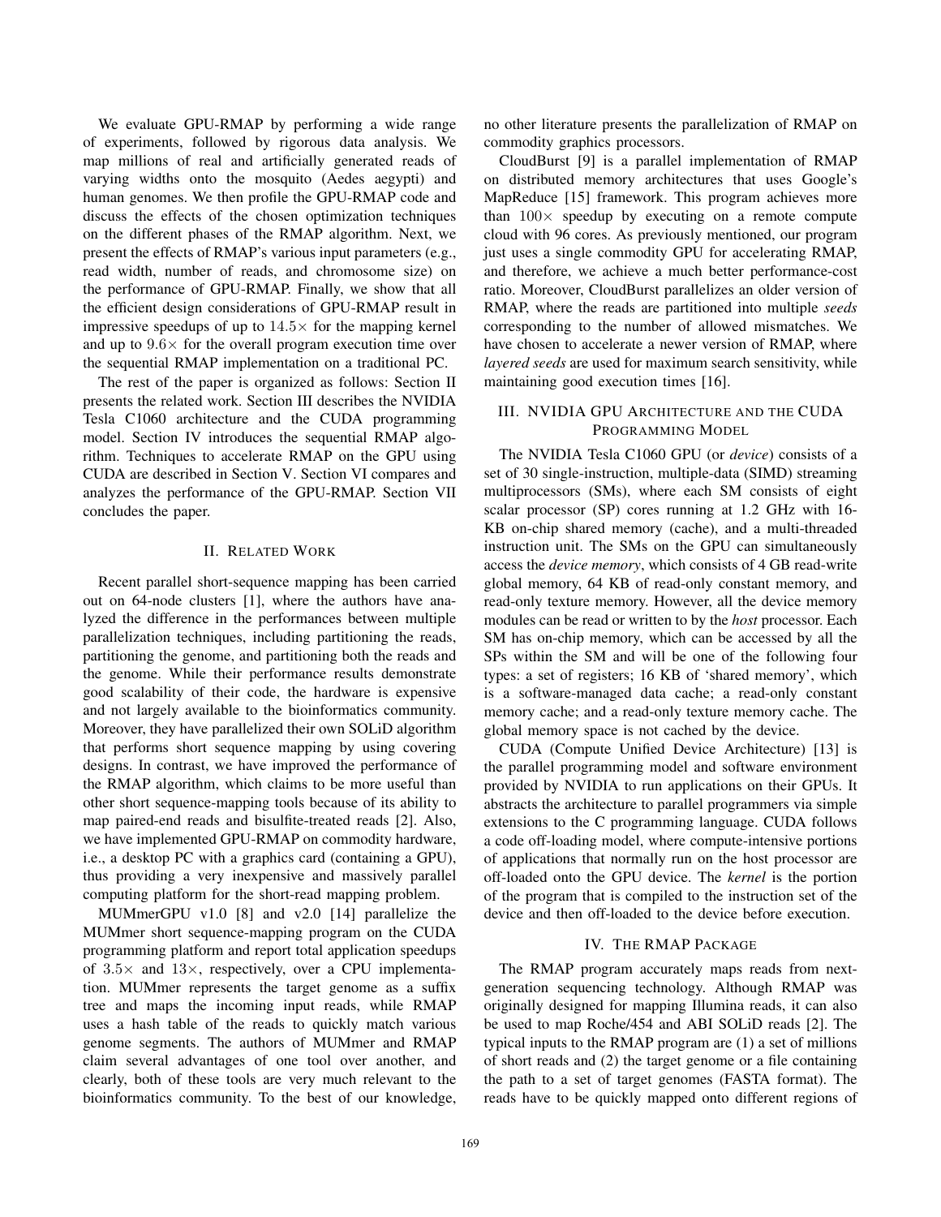We evaluate GPU-RMAP by performing a wide range of experiments, followed by rigorous data analysis. We map millions of real and artificially generated reads of varying widths onto the mosquito (Aedes aegypti) and human genomes. We then profile the GPU-RMAP code and discuss the effects of the chosen optimization techniques on the different phases of the RMAP algorithm. Next, we present the effects of RMAP's various input parameters (e.g., read width, number of reads, and chromosome size) on the performance of GPU-RMAP. Finally, we show that all the efficient design considerations of GPU-RMAP result in impressive speedups of up to $14.5\times$ for the mapping kernel and up to $9.6\times$ for the overall program execution time over the sequential RMAP implementation on a traditional PC.

The rest of the paper is organized as follows: Section II presents the related work. Section III describes the NVIDIA Tesla C1060 architecture and the CUDA programming model. Section IV introduces the sequential RMAP algorithm. Techniques to accelerate RMAP on the GPU using CUDA are described in Section V. Section VI compares and analyzes the performance of the GPU-RMAP. Section VII concludes the paper.

## II. Related Work

Recent parallel short-sequence mapping has been carried out on 64-node clusters [1], where the authors have analyzed the difference in the performances between multiple parallelization techniques, including partitioning the reads, partitioning the genome, and partitioning both the reads and the genome. While their performance results demonstrate good scalability of their code, the hardware is expensive and not largely available to the bioinformatics community. Moreover, they have parallelized their own SOLiD algorithm that performs short sequence mapping by using covering designs. In contrast, we have improved the performance of the RMAP algorithm, which claims to be more useful than other short sequence-mapping tools because of its ability to map paired-end reads and bisulfite-treated reads [2]. Also, we have implemented GPU-RMAP on commodity hardware, i.e., a desktop PC with a graphics card (containing a GPU), thus providing a very inexpensive and massively parallel computing platform for the short-read mapping problem.

MUMmerGPU v1.0 [8] and v2.0 [14] parallelize the MUMmer short sequence-mapping program on the CUDA programming platform and report total application speedups of $3.5\times$ and $13\times$, respectively, over a CPU implementation. MUMmer represents the target genome as a suffix tree and maps the incoming input reads, while RMAP uses a hash table of the reads to quickly match various genome segments. The authors of MUMmer and RMAP claim several advantages of one tool over another, and clearly, both of these tools are very much relevant to the bioinformatics community. To the best of our knowledge, no other literature presents the parallelization of RMAP on commodity graphics processors.

CloudBurst [9] is a parallel implementation of RMAP on distributed memory architectures that uses Google's MapReduce [15] framework. This program achieves more than $100\times$ speedup by executing on a remote compute cloud with 96 cores. As previously mentioned, our program just uses a single commodity GPU for accelerating RMAP, and therefore, we achieve a much better performance-cost ratio. Moreover, CloudBurst parallelizes an older version of RMAP, where the reads are partitioned into multiple *seeds* corresponding to the number of allowed mismatches. We have chosen to accelerate a newer version of RMAP, where *layered seeds* are used for maximum search sensitivity, while maintaining good execution times [16].

## III. NVIDIA GPU Architecture and the CUDA Programming Model

The NVIDIA Tesla C1060 GPU (or *device*) consists of a set of 30 single-instruction, multiple-data (SIMD) streaming multiprocessors (SMs), where each SM consists of eight scalar processor (SP) cores running at 1.2 GHz with 16-KB on-chip shared memory (cache), and a multi-threaded instruction unit. The SMs on the GPU can simultaneously access the *device memory*, which consists of 4 GB read-write global memory, 64 KB of read-only constant memory, and read-only texture memory. However, all the device memory modules can be read or written to by the *host* processor. Each SM has on-chip memory, which can be accessed by all the SPs within the SM and will be one of the following four types: a set of registers; 16 KB of 'shared memory', which is a software-managed data cache; a read-only constant memory cache; and a read-only texture memory cache. The global memory space is not cached by the device.

CUDA (Compute Unified Device Architecture) [13] is the parallel programming model and software environment provided by NVIDIA to run applications on their GPUs. It abstracts the architecture to parallel programmers via simple extensions to the C programming language. CUDA follows a code off-loading model, where compute-intensive portions of applications that normally run on the host processor are off-loaded onto the GPU device. The *kernel* is the portion of the program that is compiled to the instruction set of the device and then off-loaded to the device before execution.

## IV. The RMAP Package

The RMAP program accurately maps reads from next-generation sequencing technology. Although RMAP was originally designed for mapping Illumina reads, it can also be used to map Roche/454 and ABI SOLiD reads [2]. The typical inputs to the RMAP program are (1) a set of millions of short reads and (2) the target genome or a file containing the path to a set of target genomes (FASTA format). The reads have to be quickly mapped onto different regions of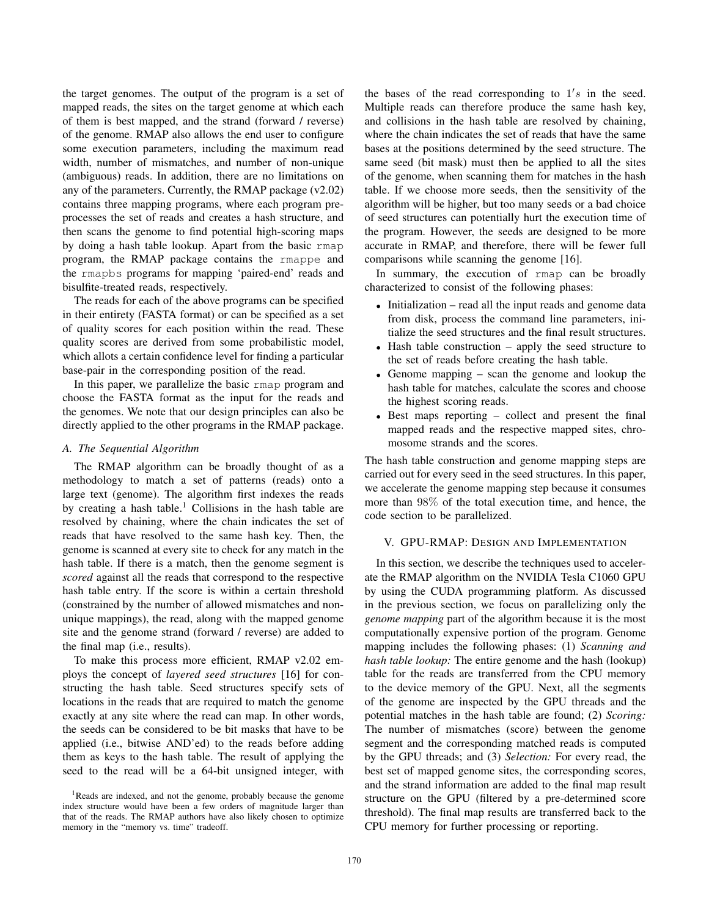the target genomes. The output of the program is a set of mapped reads, the sites on the target genome at which each of them is best mapped, and the strand (forward / reverse) of the genome. RMAP also allows the end user to configure some execution parameters, including the maximum read width, number of mismatches, and number of non-unique (ambiguous) reads. In addition, there are no limitations on any of the parameters. Currently, the RMAP package (v2.02) contains three mapping programs, where each program preprocesses the set of reads and creates a hash structure, and then scans the genome to find potential high-scoring maps by doing a hash table lookup. Apart from the basic `rmap` program, the RMAP package contains the `rmappe` and the `rmapbs` programs for mapping 'paired-end' reads and bisulfite-treated reads, respectively.

The reads for each of the above programs can be specified in their entirety (FASTA format) or can be specified as a set of quality scores for each position within the read. These quality scores are derived from some probabilistic model, which allots a certain confidence level for finding a particular base-pair in the corresponding position of the read.

In this paper, we parallelize the basic `rmap` program and choose the FASTA format as the input for the reads and the genomes. We note that our design principles can also be directly applied to the other programs in the RMAP package.

### A. The Sequential Algorithm

The RMAP algorithm can be broadly thought of as a methodology to match a set of patterns (reads) onto a large text (genome). The algorithm first indexes the reads by creating a hash table.[1] Collisions in the hash table are resolved by chaining, where the chain indicates the set of reads that have resolved to the same hash key. Then, the genome is scanned at every site to check for any match in the hash table. If there is a match, then the genome segment is *scored* against all the reads that correspond to the respective hash table entry. If the score is within a certain threshold (constrained by the number of allowed mismatches and non-unique mappings), the read, along with the mapped genome site and the genome strand (forward / reverse) are added to the final map (i.e., results).

To make this process more efficient, RMAP v2.02 employs the concept of *layered seed structures* [16] for constructing the hash table. Seed structures specify sets of locations in the reads that are required to match the genome exactly at any site where the read can map. In other words, the seeds can be considered to be bit masks that have to be applied (i.e., bitwise AND'ed) to the reads before adding them as keys to the hash table. The result of applying the seed to the read will be a 64-bit unsigned integer, with the bases of the read corresponding to $1's$ in the seed. Multiple reads can therefore produce the same hash key, and collisions in the hash table are resolved by chaining, where the chain indicates the set of reads that have the same bases at the positions determined by the seed structure. The same seed (bit mask) must then be applied to all the sites of the genome, when scanning them for matches in the hash table. If we choose more seeds, then the sensitivity of the algorithm will be higher, but too many seeds or a bad choice of seed structures can potentially hurt the execution time of the program. However, the seeds are designed to be more accurate in RMAP, and therefore, there will be fewer full comparisons while scanning the genome [16].

In summary, the execution of `rmap` can be broadly characterized to consist of the following phases:

- Initialization – read all the input reads and genome data from disk, process the command line parameters, initialize the seed structures and the final result structures.
- Hash table construction – apply the seed structure to the set of reads before creating the hash table.
- Genome mapping – scan the genome and lookup the hash table for matches, calculate the scores and choose the highest scoring reads.
- Best maps reporting – collect and present the final mapped reads and the respective mapped sites, chromosome strands and the scores.

The hash table construction and genome mapping steps are carried out for every seed in the seed structures. In this paper, we accelerate the genome mapping step because it consumes more than $98\%$ of the total execution time, and hence, the code section to be parallelized.

## V. GPU-RMAP: Design and Implementation

In this section, we describe the techniques used to accelerate the RMAP algorithm on the NVIDIA Tesla C1060 GPU by using the CUDA programming platform. As discussed in the previous section, we focus on parallelizing only the *genome mapping* part of the algorithm because it is the most computationally expensive portion of the program. Genome mapping includes the following phases: (1) *Scanning and hash table lookup:* The entire genome and the hash (lookup) table for the reads are transferred from the CPU memory to the device memory of the GPU. Next, all the segments of the genome are inspected by the GPU threads and the potential matches in the hash table are found; (2) *Scoring:* The number of mismatches (score) between the genome segment and the corresponding matched reads is computed by the GPU threads; and (3) *Selection:* For every read, the best set of mapped genome sites, the corresponding scores, and the strand information are added to the final map result structure on the GPU (filtered by a pre-determined score threshold). The final map results are transferred back to the CPU memory for further processing or reporting.

[1] Reads are indexed, and not the genome, probably because the genome index structure would have been a few orders of magnitude larger than that of the reads. The RMAP authors have also likely chosen to optimize memory in the "memory vs. time" tradeoff.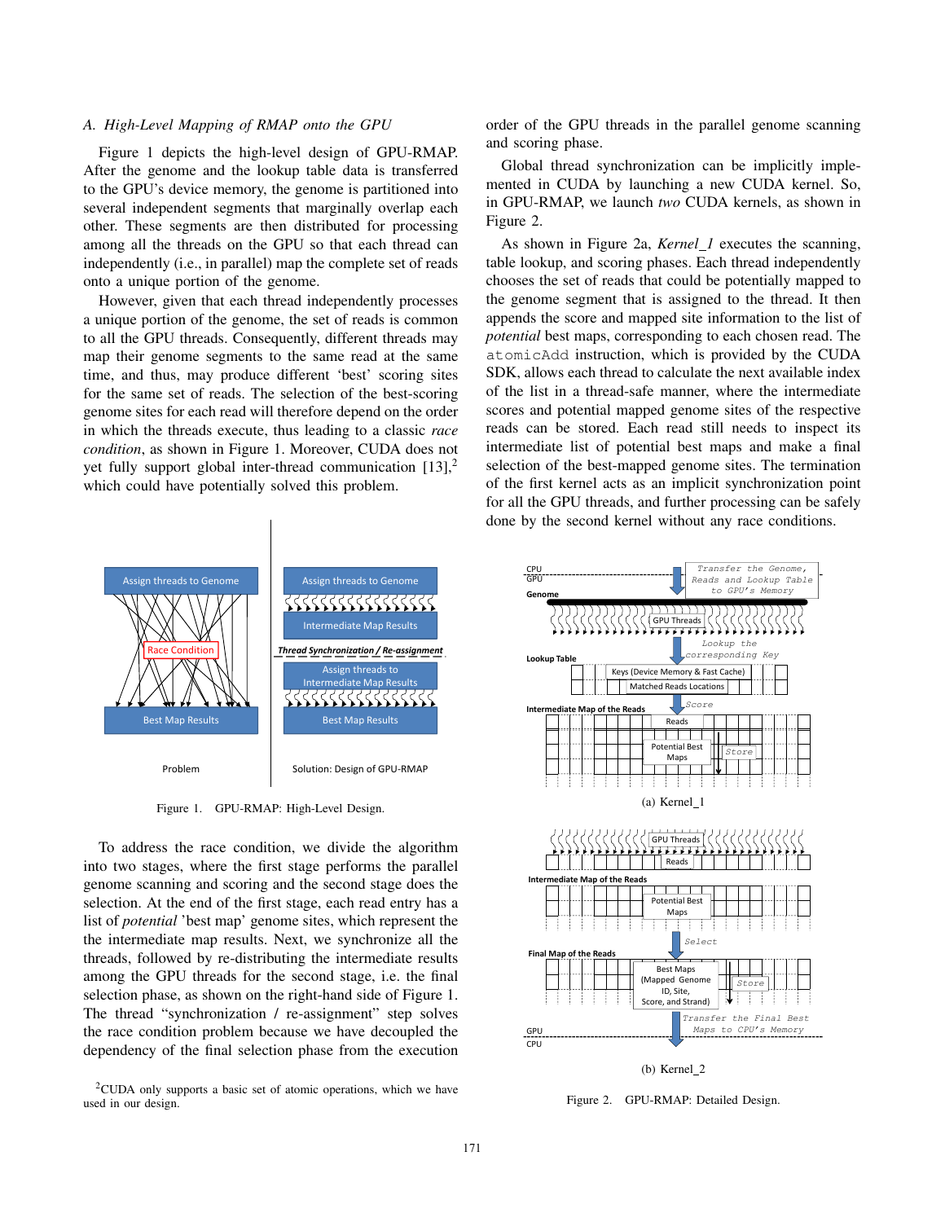### A. High-Level Mapping of RMAP onto the GPU

Figure 1 depicts the high-level design of GPU-RMAP. After the genome and the lookup table data is transferred to the GPU's device memory, the genome is partitioned into several independent segments that marginally overlap each other. These segments are then distributed for processing among all the threads on the GPU so that each thread can independently (i.e., in parallel) map the complete set of reads onto a unique portion of the genome.

However, given that each thread independently processes a unique portion of the genome, the set of reads is common to all the GPU threads. Consequently, different threads may map their genome segments to the same read at the same time, and thus, may produce different 'best' scoring sites for the same set of reads. The selection of the best-scoring genome sites for each read will therefore depend on the order in which the threads execute, thus leading to a classic *race condition*, as shown in Figure 1. Moreover, CUDA does not yet fully support global inter-thread communication [13],[2] which could have potentially solved this problem.

Figure 1. GPU-RMAP: High-Level Design.

To address the race condition, we divide the algorithm into two stages, where the first stage performs the parallel genome scanning and scoring and the second stage does the selection. At the end of the first stage, each read entry has a list of *potential* 'best map' genome sites, which represent the the intermediate map results. Next, we synchronize all the threads, followed by re-distributing the intermediate results among the GPU threads for the second stage, i.e. the final selection phase, as shown on the right-hand side of Figure 1. The thread "synchronization / re-assignment" step solves the race condition problem because we have decoupled the dependency of the final selection phase from the execution order of the GPU threads in the parallel genome scanning and scoring phase.

Global thread synchronization can be implicitly implemented in CUDA by launching a new CUDA kernel. So, in GPU-RMAP, we launch *two* CUDA kernels, as shown in Figure 2.

As shown in Figure 2a, *Kernel_1* executes the scanning, table lookup, and scoring phases. Each thread independently chooses the set of reads that could be potentially mapped to the genome segment that is assigned to the thread. It then appends the score and mapped site information to the list of *potential* best maps, corresponding to each chosen read. The `atomicAdd` instruction, which is provided by the CUDA SDK, allows each thread to calculate the next available index of the list in a thread-safe manner, where the intermediate scores and potential mapped genome sites of the respective reads can be stored. Each read still needs to inspect its intermediate list of potential best maps and make a final selection of the best-mapped genome sites. The termination of the first kernel acts as an implicit synchronization point for all the GPU threads, and further processing can be safely done by the second kernel without any race conditions.

(a) Kernel_1

(b) Kernel_2

Figure 2. GPU-RMAP: Detailed Design.

[2]CUDA only supports a basic set of atomic operations, which we have used in our design.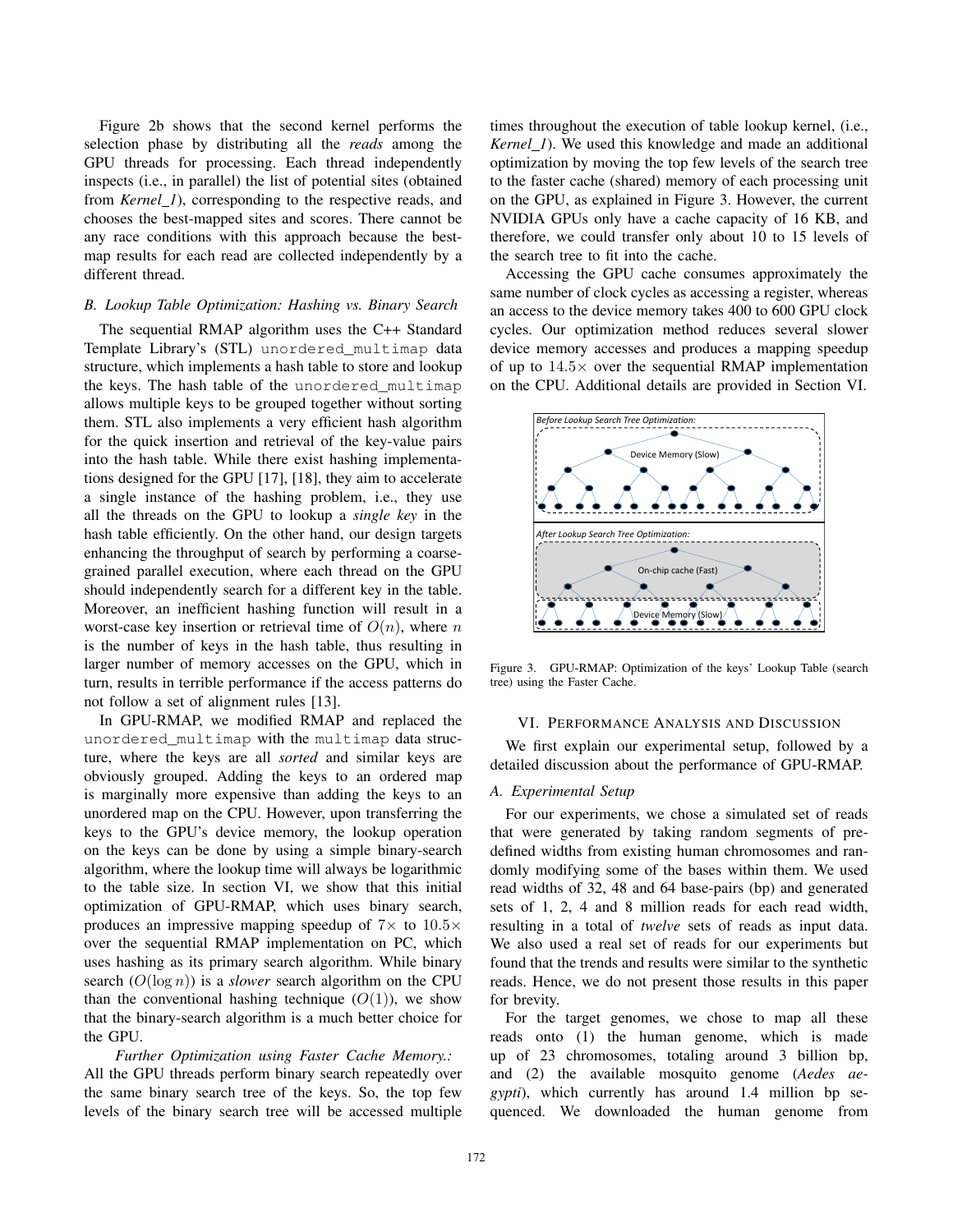Figure 2b shows that the second kernel performs the selection phase by distributing all the *reads* among the GPU threads for processing. Each thread independently inspects (i.e., in parallel) the list of potential sites (obtained from *Kernel_1*), corresponding to the respective reads, and chooses the best-mapped sites and scores. There cannot be any race conditions with this approach because the best-map results for each read are collected independently by a different thread.

### B. Lookup Table Optimization: Hashing vs. Binary Search

The sequential RMAP algorithm uses the C++ Standard Template Library's (STL) `unordered_multimap` data structure, which implements a hash table to store and lookup the keys. The hash table of the `unordered_multimap` allows multiple keys to be grouped together without sorting them. STL also implements a very efficient hash algorithm for the quick insertion and retrieval of the key-value pairs into the hash table. While there exist hashing implementations designed for the GPU [17], [18], they aim to accelerate a single instance of the hashing problem, i.e., they use all the threads on the GPU to lookup a *single key* in the hash table efficiently. On the other hand, our design targets enhancing the throughput of search by performing a coarse-grained parallel execution, where each thread on the GPU should independently search for a different key in the table. Moreover, an inefficient hashing function will result in a worst-case key insertion or retrieval time of $O(n)$, where $n$ is the number of keys in the hash table, thus resulting in larger number of memory accesses on the GPU, which in turn, results in terrible performance if the access patterns do not follow a set of alignment rules [13].

In GPU-RMAP, we modified RMAP and replaced the `unordered_multimap` with the `multimap` data structure, where the keys are all *sorted* and similar keys are obviously grouped. Adding the keys to an ordered map is marginally more expensive than adding the keys to an unordered map on the CPU. However, upon transferring the keys to the GPU's device memory, the lookup operation on the keys can be done by using a simple binary-search algorithm, where the lookup time will always be logarithmic to the table size. In section VI, we show that this initial optimization of GPU-RMAP, which uses binary search, produces an impressive mapping speedup of $7\times$ to $10.5\times$ over the sequential RMAP implementation on PC, which uses hashing as its primary search algorithm. While binary search ($O(\log n)$) is a *slower* search algorithm on the CPU than the conventional hashing technique ($O(1)$), we show that the binary-search algorithm is a much better choice for the GPU.

*Further Optimization using Faster Cache Memory.:* All the GPU threads perform binary search repeatedly over the same binary search tree of the keys. So, the top few levels of the binary search tree will be accessed multiple times throughout the execution of table lookup kernel, (i.e., *Kernel_1*). We used this knowledge and made an additional optimization by moving the top few levels of the search tree to the faster cache (shared) memory of each processing unit on the GPU, as explained in Figure 3. However, the current NVIDIA GPUs only have a cache capacity of 16 KB, and therefore, we could transfer only about 10 to 15 levels of the search tree to fit into the cache.

Accessing the GPU cache consumes approximately the same number of clock cycles as accessing a register, whereas an access to the device memory takes 400 to 600 GPU clock cycles. Our optimization method reduces several slower device memory accesses and produces a mapping speedup of up to $14.5\times$ over the sequential RMAP implementation on the CPU. Additional details are provided in Section VI.

Before Lookup Search Tree Optimization: Device Memory (Slow)

After Lookup Search Tree Optimization: On-chip cache (Fast), Device Memory (Slow)

Figure 3. GPU-RMAP: Optimization of the keys' Lookup Table (search tree) using the Faster Cache.

## VI. Performance Analysis and Discussion

We first explain our experimental setup, followed by a detailed discussion about the performance of GPU-RMAP.

### A. Experimental Setup

For our experiments, we chose a simulated set of reads that were generated by taking random segments of pre-defined widths from existing human chromosomes and randomly modifying some of the bases within them. We used read widths of 32, 48 and 64 base-pairs (bp) and generated sets of 1, 2, 4 and 8 million reads for each read width, resulting in a total of *twelve* sets of reads as input data. We also used a real set of reads for our experiments but found that the trends and results were similar to the synthetic reads. Hence, we do not present those results in this paper for brevity.

For the target genomes, we chose to map all these reads onto (1) the human genome, which is made up of 23 chromosomes, totaling around 3 billion bp, and (2) the available mosquito genome (*Aedes aegypti*), which currently has around 1.4 million bp sequenced. We downloaded the human genome from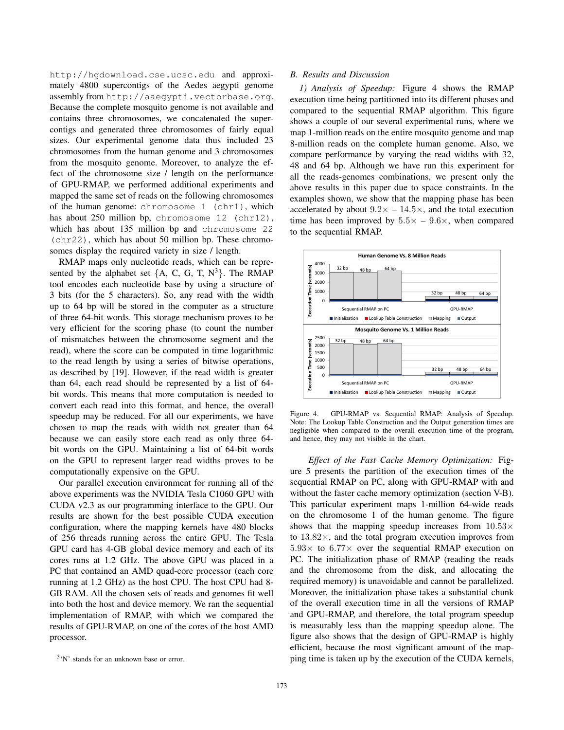http://hgdownload.cse.ucsc.edu and approximately 4800 supercontigs of the Aedes aegypti genome assembly from http://aaegypti.vectorbase.org. Because the complete mosquito genome is not available and contains three chromosomes, we concatenated the supercontigs and generated three chromosomes of fairly equal sizes. Our experimental genome data thus included 23 chromosomes from the human genome and 3 chromosomes from the mosquito genome. Moreover, to analyze the effect of the chromosome size / length on the performance of GPU-RMAP, we performed additional experiments and mapped the same set of reads on the following chromosomes of the human genome: chromosome 1 (chr1), which has about 250 million bp, chromosome 12 (chr12), which has about 135 million bp and chromosome 22 (chr22), which has about 50 million bp. These chromosomes display the required variety in size / length.

RMAP maps only nucleotide reads, which can be represented by the alphabet set {A, C, G, T, N[3]}. The RMAP tool encodes each nucleotide base by using a structure of 3 bits (for the 5 characters). So, any read with the width up to 64 bp will be stored in the computer as a structure of three 64-bit words. This storage mechanism proves to be very efficient for the scoring phase (to count the number of mismatches between the chromosome segment and the read), where the score can be computed in time logarithmic to the read length by using a series of bitwise operations, as described by [19]. However, if the read width is greater than 64, each read should be represented by a list of 64-bit words. This means that more computation is needed to convert each read into this format, and hence, the overall speedup may be reduced. For all our experiments, we have chosen to map the reads with width not greater than 64 because we can easily store each read as only three 64-bit words on the GPU. Maintaining a list of 64-bit words on the GPU to represent larger read widths proves to be computationally expensive on the GPU.

Our parallel execution environment for running all of the above experiments was the NVIDIA Tesla C1060 GPU with CUDA v2.3 as our programming interface to the GPU. Our results are shown for the best possible CUDA execution configuration, where the mapping kernels have 480 blocks of 256 threads running across the entire GPU. The Tesla GPU card has 4-GB global device memory and each of its cores runs at 1.2 GHz. The above GPU was placed in a PC that contained an AMD quad-core processor (each core running at 1.2 GHz) as the host CPU. The host CPU had 8-GB RAM. All the chosen sets of reads and genomes fit well into both the host and device memory. We ran the sequential implementation of RMAP, with which we compared the results of GPU-RMAP, on one of the cores of the host AMD processor.

[3]'N' stands for an unknown base or error.

### *B. Results and Discussion*

*1) Analysis of Speedup:* Figure 4 shows the RMAP execution time being partitioned into its different phases and compared to the sequential RMAP algorithm. This figure shows a couple of our several experimental runs, where we map 1-million reads on the entire mosquito genome and map 8-million reads on the complete human genome. Also, we compare performance by varying the read widths with 32, 48 and 64 bp. Although we have run this experiment for all the reads-genomes combinations, we present only the above results in this paper due to space constraints. In the examples shown, we show that the mapping phase has been accelerated by about $9.2\times$ – $14.5\times$, and the total execution time has been improved by $5.5\times$ – $9.6\times$, when compared to the sequential RMAP.

Figure 4. GPU-RMAP vs. Sequential RMAP: Analysis of Speedup. Note: The Lookup Table Construction and the Output generation times are negligible when compared to the overall execution time of the program, and hence, they may not visible in the chart.

*Effect of the Fast Cache Memory Optimization:* Figure 5 presents the partition of the execution times of the sequential RMAP on PC, along with GPU-RMAP with and without the faster cache memory optimization (section V-B). This particular experiment maps 1-million 64-wide reads on the chromosome 1 of the human genome. The figure shows that the mapping speedup increases from $10.53\times$ to $13.82\times$, and the total program execution improves from $5.93\times$ to $6.77\times$ over the sequential RMAP execution on PC. The initialization phase of RMAP (reading the reads and the chromosome from the disk, and allocating the required memory) is unavoidable and cannot be parallelized. Moreover, the initialization phase takes a substantial chunk of the overall execution time in all the versions of RMAP and GPU-RMAP, and therefore, the total program speedup is measurably less than the mapping speedup alone. The figure also shows that the design of GPU-RMAP is highly efficient, because the most significant amount of the mapping time is taken up by the execution of the CUDA kernels,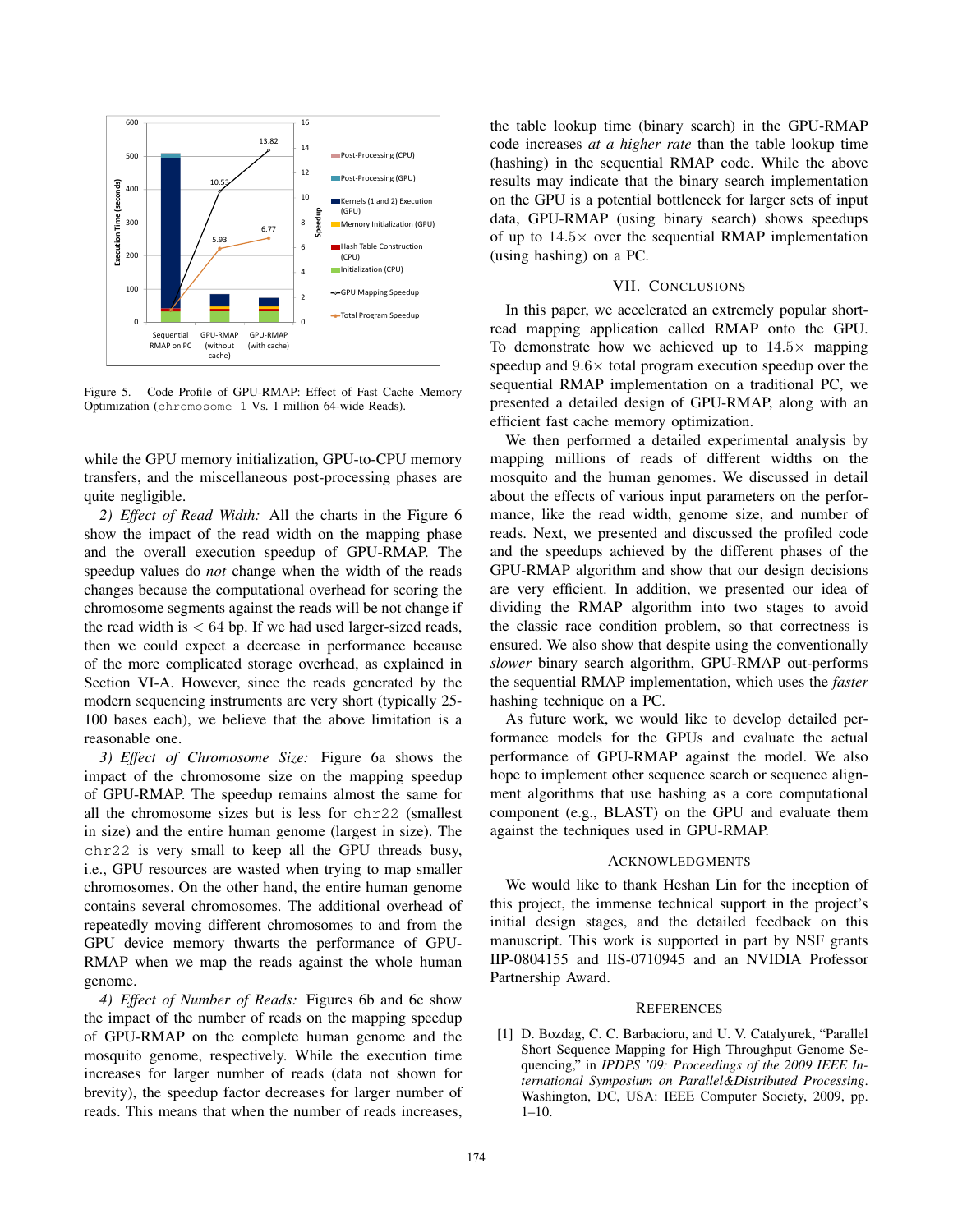Figure 5. Code Profile of GPU-RMAP: Effect of Fast Cache Memory Optimization (`chromosome 1` Vs. 1 million 64-wide Reads).

while the GPU memory initialization, GPU-to-CPU memory transfers, and the miscellaneous post-processing phases are quite negligible.

*2) Effect of Read Width:* All the charts in the Figure 6 show the impact of the read width on the mapping phase and the overall execution speedup of GPU-RMAP. The speedup values do *not* change when the width of the reads changes because the computational overhead for scoring the chromosome segments against the reads will be not change if the read width is $< 64$ bp. If we had used larger-sized reads, then we could expect a decrease in performance because of the more complicated storage overhead, as explained in Section VI-A. However, since the reads generated by the modern sequencing instruments are very short (typically 25-100 bases each), we believe that the above limitation is a reasonable one.

*3) Effect of Chromosome Size:* Figure 6a shows the impact of the chromosome size on the mapping speedup of GPU-RMAP. The speedup remains almost the same for all the chromosome sizes but is less for `chr22` (smallest in size) and the entire human genome (largest in size). The `chr22` is very small to keep all the GPU threads busy, i.e., GPU resources are wasted when trying to map smaller chromosomes. On the other hand, the entire human genome contains several chromosomes. The additional overhead of repeatedly moving different chromosomes to and from the GPU device memory thwarts the performance of GPU-RMAP when we map the reads against the whole human genome.

*4) Effect of Number of Reads:* Figures 6b and 6c show the impact of the number of reads on the mapping speedup of GPU-RMAP on the complete human genome and the mosquito genome, respectively. While the execution time increases for larger number of reads (data not shown for brevity), the speedup factor decreases for larger number of reads. This means that when the number of reads increases, the table lookup time (binary search) in the GPU-RMAP code increases *at a higher rate* than the table lookup time (hashing) in the sequential RMAP code. While the above results may indicate that the binary search implementation on the GPU is a potential bottleneck for larger sets of input data, GPU-RMAP (using binary search) shows speedups of up to $14.5\times$ over the sequential RMAP implementation (using hashing) on a PC.

## VII. Conclusions

In this paper, we accelerated an extremely popular short-read mapping application called RMAP onto the GPU. To demonstrate how we achieved up to $14.5\times$ mapping speedup and $9.6\times$ total program execution speedup over the sequential RMAP implementation on a traditional PC, we presented a detailed design of GPU-RMAP, along with an efficient fast cache memory optimization.

We then performed a detailed experimental analysis by mapping millions of reads of different widths on the mosquito and the human genomes. We discussed in detail about the effects of various input parameters on the performance, like the read width, genome size, and number of reads. Next, we presented and discussed the profiled code and the speedups achieved by the different phases of the GPU-RMAP algorithm and show that our design decisions are very efficient. In addition, we presented our idea of dividing the RMAP algorithm into two stages to avoid the classic race condition problem, so that correctness is ensured. We also show that despite using the conventionally *slower* binary search algorithm, GPU-RMAP out-performs the sequential RMAP implementation, which uses the *faster* hashing technique on a PC.

As future work, we would like to develop detailed performance models for the GPUs and evaluate the actual performance of GPU-RMAP against the model. We also hope to implement other sequence search or sequence alignment algorithms that use hashing as a core computational component (e.g., BLAST) on the GPU and evaluate them against the techniques used in GPU-RMAP.

## Acknowledgments

We would like to thank Heshan Lin for the inception of this project, the immense technical support in the project's initial design stages, and the detailed feedback on this manuscript. This work is supported in part by NSF grants IIP-0804155 and IIS-0710945 and an NVIDIA Professor Partnership Award.

## References

[1] D. Bozdag, C. C. Barbacioru, and U. V. Catalyurek, "Parallel Short Sequence Mapping for High Throughput Genome Sequencing," in *IPDPS '09: Proceedings of the 2009 IEEE International Symposium on Parallel&Distributed Processing*. Washington, DC, USA: IEEE Computer Society, 2009, pp. 1–10.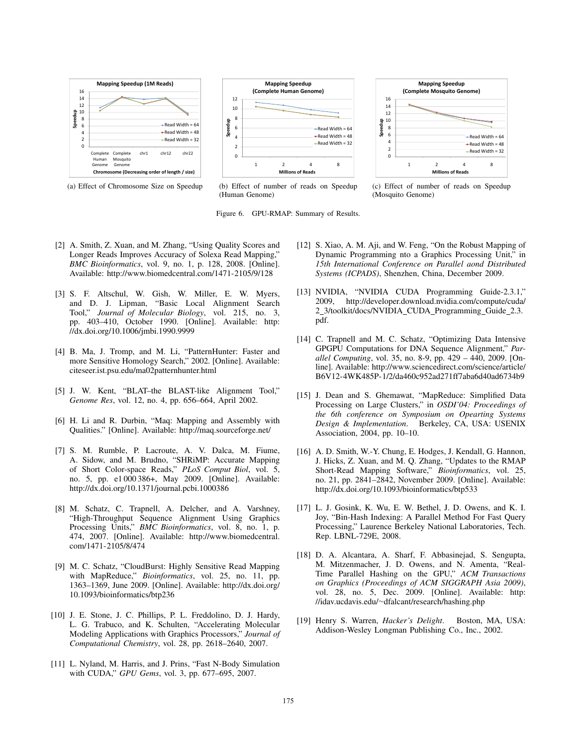Mapping Speedup (1M Reads)

16
14
12
10
8
6
4
2
0

Speedup

Read Width = 64
Read Width = 48
Read Width = 32

Complete Human Genome
Complete Mosquito Genome
chr1
chr12
chr22

Chromosome (Decreasing order of length / size)

(a) Effect of Chromosome Size on Speedup

Mapping Speedup
(Complete Human Genome)

12
10
8
6
4
2
0

Speedup

Read Width = 64
Read Width = 48
Read Width = 32

1
2
4
8

Millions of Reads

(b) Effect of number of reads on Speedup (Human Genome)

Mapping Speedup
(Complete Mosquito Genome)

16
14
12
10
8
6
4
2
0

Speedup

Read Width = 64
Read Width = 48
Read Width = 32

1
2
4
8

Millions of Reads

(c) Effect of number of reads on Speedup (Mosquito Genome)

Figure 6. GPU-RMAP: Summary of Results.

[2] A. Smith, Z. Xuan, and M. Zhang, "Using Quality Scores and Longer Reads Improves Accuracy of Solexa Read Mapping," *BMC Bioinformatics*, vol. 9, no. 1, p. 128, 2008. [Online]. Available: http://www.biomedcentral.com/1471-2105/9/128

[3] S. F. Altschul, W. Gish, W. Miller, E. W. Myers, and D. J. Lipman, "Basic Local Alignment Search Tool," *Journal of Molecular Biology*, vol. 215, no. 3, pp. 403–410, October 1990. [Online]. Available: http://dx.doi.org/10.1006/jmbi.1990.9999

[4] B. Ma, J. Tromp, and M. Li, "PatternHunter: Faster and more Sensitive Homology Search," 2002. [Online]. Available: citeseer.ist.psu.edu/ma02patternhunter.html

[5] J. W. Kent, "BLAT–the BLAST-like Alignment Tool," *Genome Res*, vol. 12, no. 4, pp. 656–664, April 2002.

[6] H. Li and R. Durbin, "Maq: Mapping and Assembly with Qualities." [Online]. Available: http://maq.sourceforge.net/

[7] S. M. Rumble, P. Lacroute, A. V. Dalca, M. Fiume, A. Sidow, and M. Brudno, "SHRiMP: Accurate Mapping of Short Color-space Reads," *PLoS Comput Biol*, vol. 5, no. 5, pp. e1 000 386+, May 2009. [Online]. Available: http://dx.doi.org/10.1371/journal.pcbi.1000386

[8] M. Schatz, C. Trapnell, A. Delcher, and A. Varshney, "High-Throughput Sequence Alignment Using Graphics Processing Units," *BMC Bioinformatics*, vol. 8, no. 1, p. 474, 2007. [Online]. Available: http://www.biomedcentral.com/1471-2105/8/474

[9] M. C. Schatz, "CloudBurst: Highly Sensitive Read Mapping with MapReduce," *Bioinformatics*, vol. 25, no. 11, pp. 1363–1369, June 2009. [Online]. Available: http://dx.doi.org/10.1093/bioinformatics/btp236

[10] J. E. Stone, J. C. Phillips, P. L. Freddolino, D. J. Hardy, L. G. Trabuco, and K. Schulten, "Accelerating Molecular Modeling Applications with Graphics Processors," *Journal of Computational Chemistry*, vol. 28, pp. 2618–2640, 2007.

[11] L. Nyland, M. Harris, and J. Prins, "Fast N-Body Simulation with CUDA," *GPU Gems*, vol. 3, pp. 677–695, 2007.

[12] S. Xiao, A. M. Aji, and W. Feng, "On the Robust Mapping of Dynamic Programming nto a Graphics Processing Unit," in *15th International Conference on Parallel aond Distributed Systems (ICPADS)*, Shenzhen, China, December 2009.

[13] NVIDIA, "NVIDIA CUDA Programming Guide-2.3.1," 2009, http://developer.download.nvidia.com/compute/cuda/2_3/toolkit/docs/NVIDIA_CUDA_Programming_Guide_2.3.pdf.

[14] C. Trapnell and M. C. Schatz, "Optimizing Data Intensive GPGPU Computations for DNA Sequence Alignment," *Parallel Computing*, vol. 35, no. 8-9, pp. 429 – 440, 2009. [Online]. Available: http://www.sciencedirect.com/science/article/B6V12-4WK485P-1/2/da460c952ad271ff7aba6d40ad6734b9

[15] J. Dean and S. Ghemawat, "MapReduce: Simplified Data Processing on Large Clusters," in *OSDI'04: Proceedings of the 6th conference on Symposium on Opearting Systems Design & Implementation*. Berkeley, CA, USA: USENIX Association, 2004, pp. 10–10.

[16] A. D. Smith, W.-Y. Chung, E. Hodges, J. Kendall, G. Hannon, J. Hicks, Z. Xuan, and M. Q. Zhang, "Updates to the RMAP Short-Read Mapping Software," *Bioinformatics*, vol. 25, no. 21, pp. 2841–2842, November 2009. [Online]. Available: http://dx.doi.org/10.1093/bioinformatics/btp533

[17] L. J. Gosink, K. Wu, E. W. Bethel, J. D. Owens, and K. I. Joy, "Bin-Hash Indexing: A Parallel Method For Fast Query Processing," Laurence Berkeley National Laboratories, Tech. Rep. LBNL-729E, 2008.

[18] D. A. Alcantara, A. Sharf, F. Abbasinejad, S. Sengupta, M. Mitzenmacher, J. D. Owens, and N. Amenta, "Real-Time Parallel Hashing on the GPU," *ACM Transactions on Graphics (Proceedings of ACM SIGGRAPH Asia 2009)*, vol. 28, no. 5, Dec. 2009. [Online]. Available: http://idav.ucdavis.edu/~dfalcant/research/hashing.php

[19] Henry S. Warren, *Hacker's Delight*. Boston, MA, USA: Addison-Wesley Longman Publishing Co., Inc., 2002.